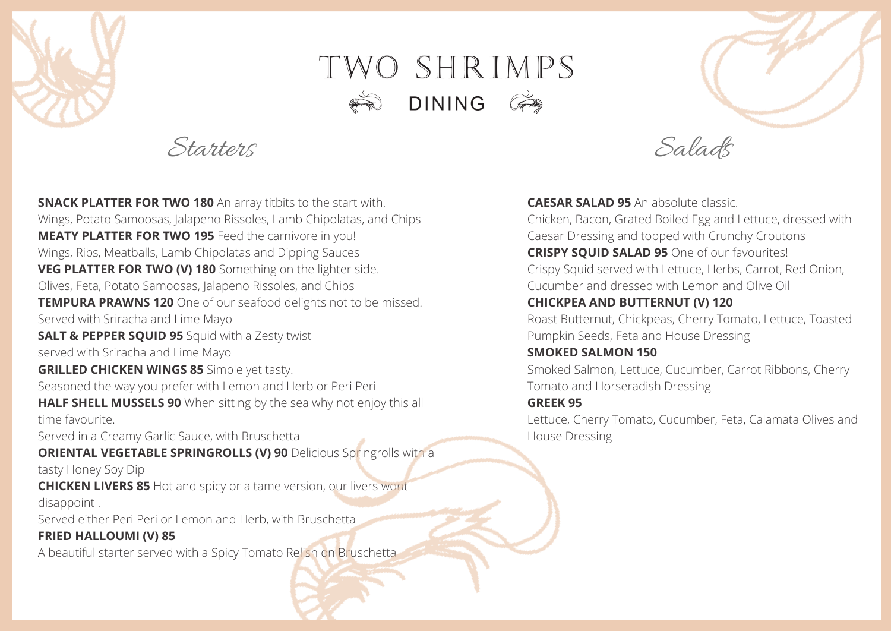# TWO SHRIMPS

DINING

## Starters

**SNACK PLATTER FOR TWO 180** An array titbits to the start with.
Wings, Potato Samoosas, Jalapeno Rissoles, Lamb Chipolatas, and Chips

**MEATY PLATTER FOR TWO 195** Feed the carnivore in you!
Wings, Ribs, Meatballs, Lamb Chipolatas and Dipping Sauces

**VEG PLATTER FOR TWO (V) 180** Something on the lighter side.
Olives, Feta, Potato Samoosas, Jalapeno Rissoles, and Chips

**TEMPURA PRAWNS 120** One of our seafood delights not to be missed.
Served with Sriracha and Lime Mayo

**SALT & PEPPER SQUID 95** Squid with a Zesty twist
served with Sriracha and Lime Mayo

**GRILLED CHICKEN WINGS 85** Simple yet tasty.
Seasoned the way you prefer with Lemon and Herb or Peri Peri

**HALF SHELL MUSSELS 90** When sitting by the sea why not enjoy this all time favourite.
Served in a Creamy Garlic Sauce, with Bruschetta

**ORIENTAL VEGETABLE SPRINGROLLS (V) 90** Delicious Springrolls with a tasty Honey Soy Dip

**CHICKEN LIVERS 85** Hot and spicy or a tame version, our livers wont disappoint .
Served either Peri Peri or Lemon and Herb, with Bruschetta

**FRIED HALLOUMI (V) 85**
A beautiful starter served with a Spicy Tomato Relish on Bruschetta

## Salads

**CAESAR SALAD 95** An absolute classic.
Chicken, Bacon, Grated Boiled Egg and Lettuce, dressed with Caesar Dressing and topped with Crunchy Croutons

**CRISPY SQUID SALAD 95** One of our favourites!
Crispy Squid served with Lettuce, Herbs, Carrot, Red Onion, Cucumber and dressed with Lemon and Olive Oil

**CHICKPEA AND BUTTERNUT (V) 120**
Roast Butternut, Chickpeas, Cherry Tomato, Lettuce, Toasted Pumpkin Seeds, Feta and House Dressing

**SMOKED SALMON 150**
Smoked Salmon, Lettuce, Cucumber, Carrot Ribbons, Cherry Tomato and Horseradish Dressing

**GREEK 95**
Lettuce, Cherry Tomato, Cucumber, Feta, Calamata Olives and House Dressing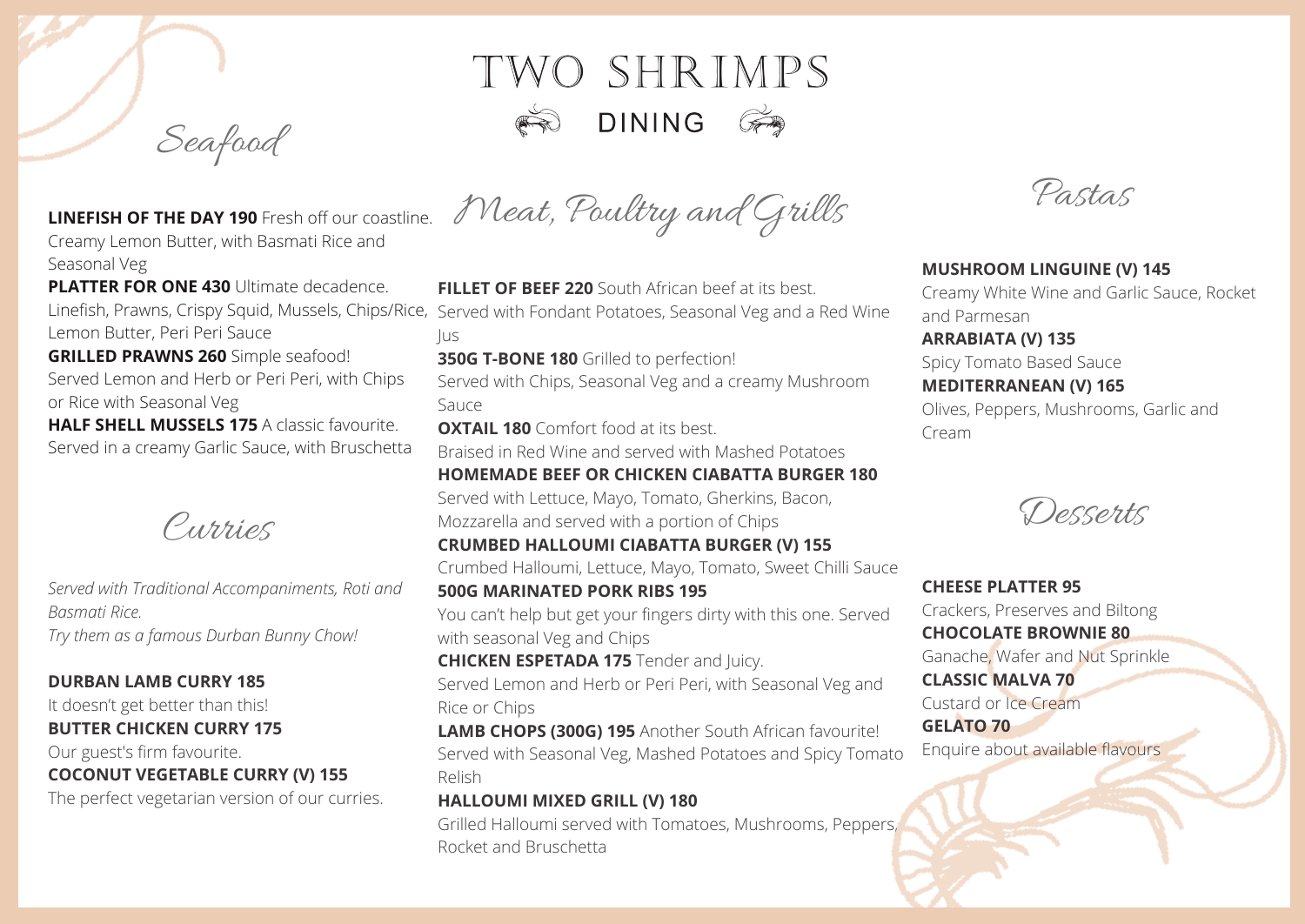# TWO SHRIMPS

DINING

## Seafood

**LINEFISH OF THE DAY 190** Fresh off our coastline. Creamy Lemon Butter, with Basmati Rice and Seasonal Veg

**PLATTER FOR ONE 430** Ultimate decadence. Linefish, Prawns, Crispy Squid, Mussels, Chips/Rice, Lemon Butter, Peri Peri Sauce

**GRILLED PRAWNS 260** Simple seafood! Served Lemon and Herb or Peri Peri, with Chips or Rice with Seasonal Veg

**HALF SHELL MUSSELS 175** A classic favourite. Served in a creamy Garlic Sauce, with Bruschetta

## Curries

*Served with Traditional Accompaniments, Roti and Basmati Rice.*
*Try them as a famous Durban Bunny Chow!*

**DURBAN LAMB CURRY 185**
It doesn't get better than this!

**BUTTER CHICKEN CURRY 175**
Our guest's firm favourite.

**COCONUT VEGETABLE CURRY (V) 155**
The perfect vegetarian version of our curries.

## Meat, Poultry and Grills

**FILLET OF BEEF 220** South African beef at its best. Served with Fondant Potatoes, Seasonal Veg and a Red Wine Jus

**350G T-BONE 180** Grilled to perfection!
Served with Chips, Seasonal Veg and a creamy Mushroom Sauce

**OXTAIL 180** Comfort food at its best.
Braised in Red Wine and served with Mashed Potatoes

**HOMEMADE BEEF OR CHICKEN CIABATTA BURGER 180**
Served with Lettuce, Mayo, Tomato, Gherkins, Bacon, Mozzarella and served with a portion of Chips

**CRUMBED HALLOUMI CIABATTA BURGER (V) 155**
Crumbed Halloumi, Lettuce, Mayo, Tomato, Sweet Chilli Sauce

**500G MARINATED PORK RIBS 195**
You can't help but get your fingers dirty with this one. Served with seasonal Veg and Chips

**CHICKEN ESPETADA 175** Tender and Juicy.
Served Lemon and Herb or Peri Peri, with Seasonal Veg and Rice or Chips

**LAMB CHOPS (300G) 195** Another South African favourite!
Served with Seasonal Veg, Mashed Potatoes and Spicy Tomato Relish

**HALLOUMI MIXED GRILL (V) 180**
Grilled Halloumi served with Tomatoes, Mushrooms, Peppers, Rocket and Bruschetta

## Pastas

**MUSHROOM LINGUINE (V) 145**
Creamy White Wine and Garlic Sauce, Rocket and Parmesan

**ARRABIATA (V) 135**
Spicy Tomato Based Sauce

**MEDITERRANEAN (V) 165**
Olives, Peppers, Mushrooms, Garlic and Cream

## Desserts

**CHEESE PLATTER 95**
Crackers, Preserves and Biltong

**CHOCOLATE BROWNIE 80**
Ganache, Wafer and Nut Sprinkle

**CLASSIC MALVA 70**
Custard or Ice Cream

**GELATO 70**
Enquire about available flavours